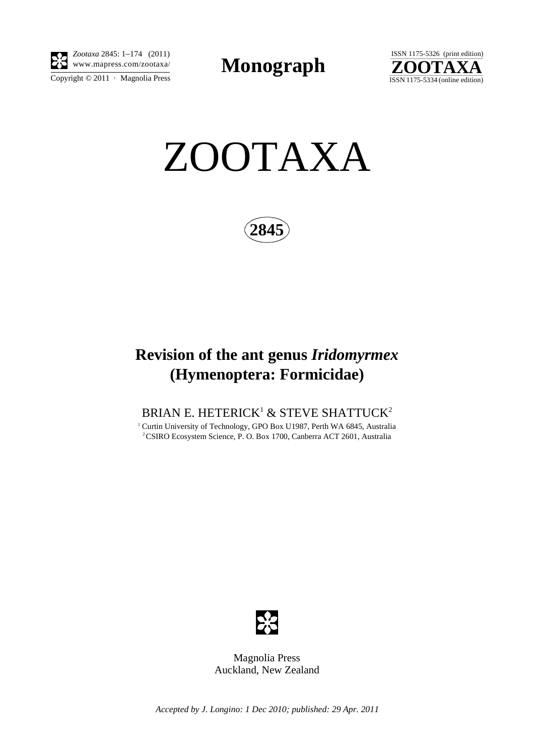*Zootaxa* 2845: 1–174 (2011)
www.mapress.com/zootaxa/
Copyright © 2011 · Magnolia Press

**Monograph**

ISSN 1175-5326 (print edition)
**ZOOTAXA**
ISSN 1175-5334 (online edition)

# ZOOTAXA

**2845**

## Revision of the ant genus *Iridomyrmex* (Hymenoptera: Formicidae)

BRIAN E. HETERICK[1] & STEVE SHATTUCK[2]

[1] Curtin University of Technology, GPO Box U1987, Perth WA 6845, Australia
[2] CSIRO Ecosystem Science, P. O. Box 1700, Canberra ACT 2601, Australia

Magnolia Press
Auckland, New Zealand

*Accepted by J. Longino: 1 Dec 2010; published: 29 Apr. 2011*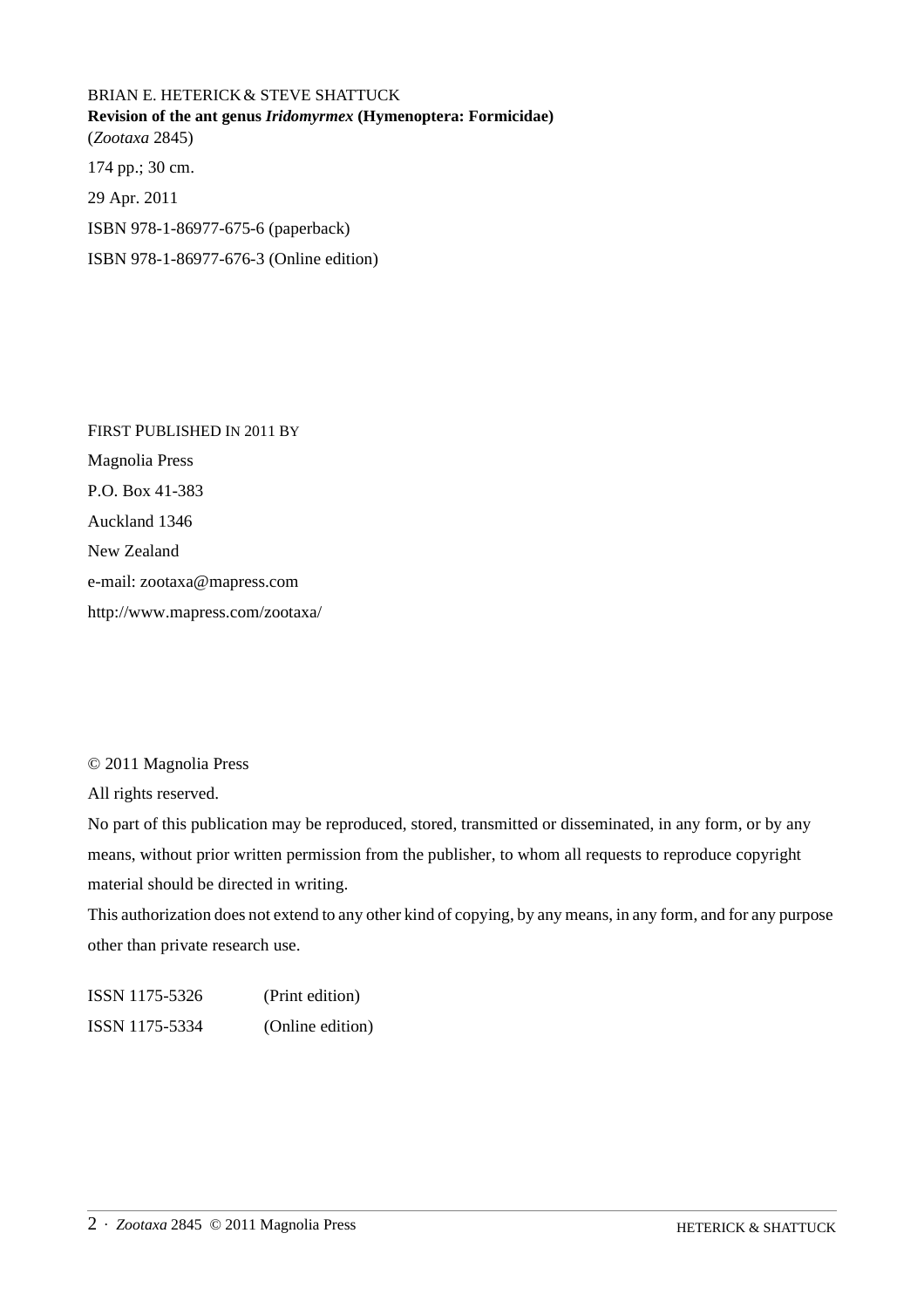BRIAN E. HETERICK & STEVE SHATTUCK

**Revision of the ant genus *Iridomyrmex* (Hymenoptera: Formicidae)**

(*Zootaxa* 2845)

174 pp.; 30 cm.

29 Apr. 2011

ISBN 978-1-86977-675-6 (paperback)

ISBN 978-1-86977-676-3 (Online edition)

FIRST PUBLISHED IN 2011 BY

Magnolia Press

P.O. Box 41-383

Auckland 1346

New Zealand

e-mail: zootaxa@mapress.com

http://www.mapress.com/zootaxa/

© 2011 Magnolia Press

All rights reserved.

No part of this publication may be reproduced, stored, transmitted or disseminated, in any form, or by any means, without prior written permission from the publisher, to whom all requests to reproduce copyright material should be directed in writing.

This authorization does not extend to any other kind of copying, by any means, in any form, and for any purpose other than private research use.

ISSN 1175-5326 (Print edition)

ISSN 1175-5334 (Online edition)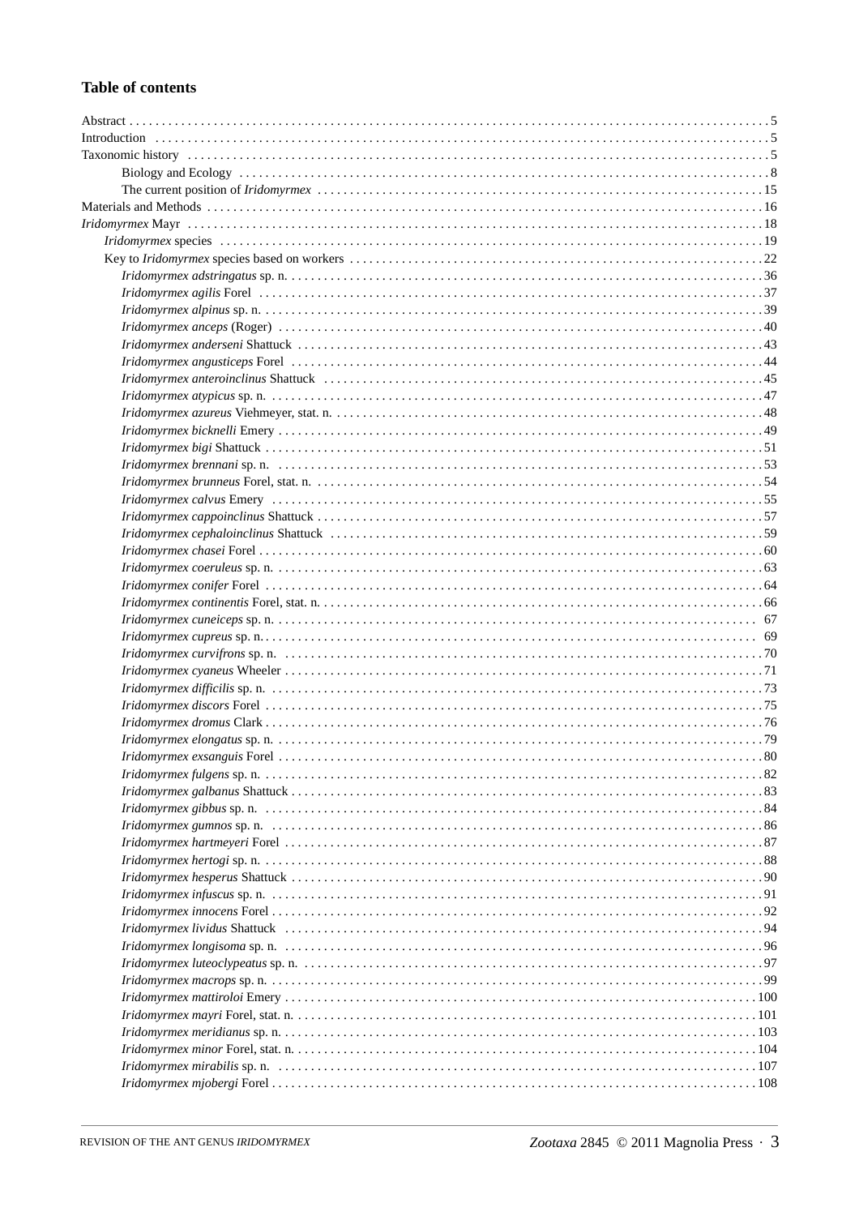# Table of contents

Abstract . . . . . . 5
Introduction . . . . . . 5
Taxonomic history . . . . . . 5
  Biology and Ecology . . . . . . 8
  The current position of *Iridomyrmex* . . . . . . 15
Materials and Methods . . . . . . 16
*Iridomyrmex* Mayr . . . . . . 18
  *Iridomyrmex* species . . . . . . 19
  Key to *Iridomyrmex* species based on workers . . . . . . 22
    *Iridomyrmex adstringatus* sp. n. . . . . . . 36
    *Iridomyrmex agilis* Forel . . . . . . 37
    *Iridomyrmex alpinus* sp. n. . . . . . . 39
    *Iridomyrmex anceps* (Roger) . . . . . . 40
    *Iridomyrmex anderseni* Shattuck . . . . . . 43
    *Iridomyrmex angusticeps* Forel . . . . . . 44
    *Iridomyrmex anteroinclinus* Shattuck . . . . . . 45
    *Iridomyrmex atypicus* sp. n. . . . . . . 47
    *Iridomyrmex azureus* Viehmeyer, stat. n. . . . . . . 48
    *Iridomyrmex bicknelli* Emery . . . . . . 49
    *Iridomyrmex bigi* Shattuck . . . . . . 51
    *Iridomyrmex brennani* sp. n. . . . . . . 53
    *Iridomyrmex brunneus* Forel, stat. n. . . . . . . 54
    *Iridomyrmex calvus* Emery . . . . . . 55
    *Iridomyrmex cappoinclinus* Shattuck . . . . . . 57
    *Iridomyrmex cephaloinclinus* Shattuck . . . . . . 59
    *Iridomyrmex chasei* Forel . . . . . . 60
    *Iridomyrmex coeruleus* sp. n. . . . . . . 63
    *Iridomyrmex conifer* Forel . . . . . . 64
    *Iridomyrmex continentis* Forel, stat. n. . . . . . . 66
    *Iridomyrmex cuneiceps* sp. n. . . . . . . 67
    *Iridomyrmex cupreus* sp. n. . . . . . . 69
    *Iridomyrmex curvifrons* sp. n. . . . . . . 70
    *Iridomyrmex cyaneus* Wheeler . . . . . . 71
    *Iridomyrmex difficilis* sp. n. . . . . . . 73
    *Iridomyrmex discors* Forel . . . . . . 75
    *Iridomyrmex dromus* Clark . . . . . . 76
    *Iridomyrmex elongatus* sp. n. . . . . . . 79
    *Iridomyrmex exsanguis* Forel . . . . . . 80
    *Iridomyrmex fulgens* sp. n. . . . . . . 82
    *Iridomyrmex galbanus* Shattuck . . . . . . 83
    *Iridomyrmex gibbus* sp. n. . . . . . . 84
    *Iridomyrmex gumnos* sp. n. . . . . . . 86
    *Iridomyrmex hartmeyeri* Forel . . . . . . 87
    *Iridomyrmex hertogi* sp. n. . . . . . . 88
    *Iridomyrmex hesperus* Shattuck . . . . . . 90
    *Iridomyrmex infuscus* sp. n. . . . . . . 91
    *Iridomyrmex innocens* Forel . . . . . . 92
    *Iridomyrmex lividus* Shattuck . . . . . . 94
    *Iridomyrmex longisoma* sp. n. . . . . . . 96
    *Iridomyrmex luteoclypeatus* sp. n. . . . . . . 97
    *Iridomyrmex macrops* sp. n. . . . . . . 99
    *Iridomyrmex mattiroloi* Emery . . . . . . 100
    *Iridomyrmex mayri* Forel, stat. n. . . . . . . 101
    *Iridomyrmex meridianus* sp. n. . . . . . . 103
    *Iridomyrmex minor* Forel, stat. n. . . . . . . 104
    *Iridomyrmex mirabilis* sp. n. . . . . . . 107
    *Iridomyrmex mjobergi* Forel . . . . . . 108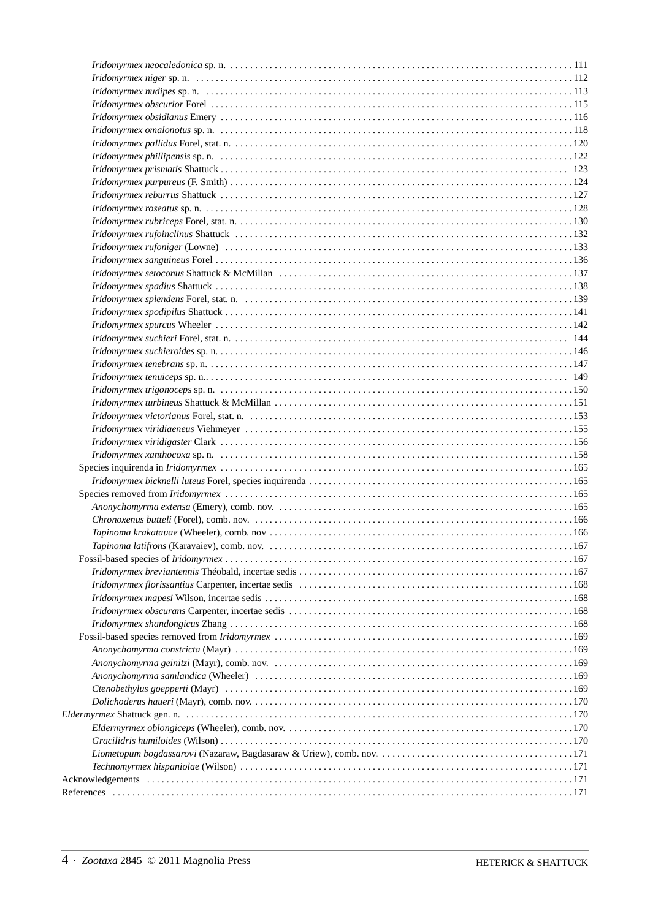*Iridomyrmex neocaledonica* sp. n. . . . . . . . . . . . . . . . . . . . . . . . . . . . . . . . . . . . . . . . . . . . . . . . . . . . . . . . . . . . . . . . . . . . . 111
*Iridomyrmex niger* sp. n. . . . . . . . . . . . . . . . . . . . . . . . . . . . . . . . . . . . . . . . . . . . . . . . . . . . . . . . . . . . . . . . . . . . . . . . . . 112
*Iridomyrmex nudipes* sp. n. . . . . . . . . . . . . . . . . . . . . . . . . . . . . . . . . . . . . . . . . . . . . . . . . . . . . . . . . . . . . . . . . . . . . . . . 113
*Iridomyrmex obscurior* Forel . . . . . . . . . . . . . . . . . . . . . . . . . . . . . . . . . . . . . . . . . . . . . . . . . . . . . . . . . . . . . . . . . . . . . . . 115
*Iridomyrmex obsidianus* Emery . . . . . . . . . . . . . . . . . . . . . . . . . . . . . . . . . . . . . . . . . . . . . . . . . . . . . . . . . . . . . . . . . . . . . 116
*Iridomyrmex omalonotus* sp. n. . . . . . . . . . . . . . . . . . . . . . . . . . . . . . . . . . . . . . . . . . . . . . . . . . . . . . . . . . . . . . . . . . . . . . 118
*Iridomyrmex pallidus* Forel, stat. n. . . . . . . . . . . . . . . . . . . . . . . . . . . . . . . . . . . . . . . . . . . . . . . . . . . . . . . . . . . . . . . . . . 120
*Iridomyrmex phillipensis* sp. n. . . . . . . . . . . . . . . . . . . . . . . . . . . . . . . . . . . . . . . . . . . . . . . . . . . . . . . . . . . . . . . . . . . . . . 122
*Iridomyrmex prismatis* Shattuck . . . . . . . . . . . . . . . . . . . . . . . . . . . . . . . . . . . . . . . . . . . . . . . . . . . . . . . . . . . . . . . . . . . . . 123
*Iridomyrmex purpureus* (F. Smith) . . . . . . . . . . . . . . . . . . . . . . . . . . . . . . . . . . . . . . . . . . . . . . . . . . . . . . . . . . . . . . . . . . . 124
*Iridomyrmex reburrus* Shattuck . . . . . . . . . . . . . . . . . . . . . . . . . . . . . . . . . . . . . . . . . . . . . . . . . . . . . . . . . . . . . . . . . . . . . . 127
*Iridomyrmex roseatus* sp. n. . . . . . . . . . . . . . . . . . . . . . . . . . . . . . . . . . . . . . . . . . . . . . . . . . . . . . . . . . . . . . . . . . . . . . . . . 128
*Iridomyrmex rubriceps* Forel, stat. n. . . . . . . . . . . . . . . . . . . . . . . . . . . . . . . . . . . . . . . . . . . . . . . . . . . . . . . . . . . . . . . . . . 130
*Iridomyrmex rufoinclinus* Shattuck . . . . . . . . . . . . . . . . . . . . . . . . . . . . . . . . . . . . . . . . . . . . . . . . . . . . . . . . . . . . . . . . . . 132
*Iridomyrmex rufoniger* (Lowne) . . . . . . . . . . . . . . . . . . . . . . . . . . . . . . . . . . . . . . . . . . . . . . . . . . . . . . . . . . . . . . . . . . . . . 133
*Iridomyrmex sanguineus* Forel . . . . . . . . . . . . . . . . . . . . . . . . . . . . . . . . . . . . . . . . . . . . . . . . . . . . . . . . . . . . . . . . . . . . . . 136
*Iridomyrmex setoconus* Shattuck & McMillan . . . . . . . . . . . . . . . . . . . . . . . . . . . . . . . . . . . . . . . . . . . . . . . . . . . . . . . . . . 137
*Iridomyrmex spadius* Shattuck . . . . . . . . . . . . . . . . . . . . . . . . . . . . . . . . . . . . . . . . . . . . . . . . . . . . . . . . . . . . . . . . . . . . . . . 138
*Iridomyrmex splendens* Forel, stat. n. . . . . . . . . . . . . . . . . . . . . . . . . . . . . . . . . . . . . . . . . . . . . . . . . . . . . . . . . . . . . . . . . 139
*Iridomyrmex spodipilus* Shattuck . . . . . . . . . . . . . . . . . . . . . . . . . . . . . . . . . . . . . . . . . . . . . . . . . . . . . . . . . . . . . . . . . . . . 141
*Iridomyrmex spurcus* Wheeler . . . . . . . . . . . . . . . . . . . . . . . . . . . . . . . . . . . . . . . . . . . . . . . . . . . . . . . . . . . . . . . . . . . . . . 142
*Iridomyrmex suchieri* Forel, stat. n. . . . . . . . . . . . . . . . . . . . . . . . . . . . . . . . . . . . . . . . . . . . . . . . . . . . . . . . . . . . . . . . . . . 144
*Iridomyrmex suchieroides* sp. n. . . . . . . . . . . . . . . . . . . . . . . . . . . . . . . . . . . . . . . . . . . . . . . . . . . . . . . . . . . . . . . . . . . . . 146
*Iridomyrmex tenebrans* sp. n. . . . . . . . . . . . . . . . . . . . . . . . . . . . . . . . . . . . . . . . . . . . . . . . . . . . . . . . . . . . . . . . . . . . . . . 147
*Iridomyrmex tenuiceps* sp. n.. . . . . . . . . . . . . . . . . . . . . . . . . . . . . . . . . . . . . . . . . . . . . . . . . . . . . . . . . . . . . . . . . . . . . . . 149
*Iridomyrmex trigonoceps* sp. n. . . . . . . . . . . . . . . . . . . . . . . . . . . . . . . . . . . . . . . . . . . . . . . . . . . . . . . . . . . . . . . . . . . . . . 150
*Iridomyrmex turbineus* Shattuck & McMillan . . . . . . . . . . . . . . . . . . . . . . . . . . . . . . . . . . . . . . . . . . . . . . . . . . . . . . . . . . 151
*Iridomyrmex victorianus* Forel, stat. n. . . . . . . . . . . . . . . . . . . . . . . . . . . . . . . . . . . . . . . . . . . . . . . . . . . . . . . . . . . . . . . . 153
*Iridomyrmex viridiaeneus* Viehmeyer . . . . . . . . . . . . . . . . . . . . . . . . . . . . . . . . . . . . . . . . . . . . . . . . . . . . . . . . . . . . . . . . 155
*Iridomyrmex viridigaster* Clark . . . . . . . . . . . . . . . . . . . . . . . . . . . . . . . . . . . . . . . . . . . . . . . . . . . . . . . . . . . . . . . . . . . . . . 156
*Iridomyrmex xanthocoxa* sp. n. . . . . . . . . . . . . . . . . . . . . . . . . . . . . . . . . . . . . . . . . . . . . . . . . . . . . . . . . . . . . . . . . . . . . . 158
Species inquirenda in *Iridomyrmex* . . . . . . . . . . . . . . . . . . . . . . . . . . . . . . . . . . . . . . . . . . . . . . . . . . . . . . . . . . . . . . . . . . . . 165
*Iridomyrmex bicknelli luteus* Forel, species inquirenda . . . . . . . . . . . . . . . . . . . . . . . . . . . . . . . . . . . . . . . . . . . . . . . . . . . 165
Species removed from *Iridomyrmex* . . . . . . . . . . . . . . . . . . . . . . . . . . . . . . . . . . . . . . . . . . . . . . . . . . . . . . . . . . . . . . . . . . . 165
*Anonychomyrma extensa* (Emery), comb. nov. . . . . . . . . . . . . . . . . . . . . . . . . . . . . . . . . . . . . . . . . . . . . . . . . . . . . . . . . . 165
*Chronoxenus butteli* (Forel), comb. nov. . . . . . . . . . . . . . . . . . . . . . . . . . . . . . . . . . . . . . . . . . . . . . . . . . . . . . . . . . . . . . . 166
*Tapinoma krakatauae* (Wheeler), comb. nov . . . . . . . . . . . . . . . . . . . . . . . . . . . . . . . . . . . . . . . . . . . . . . . . . . . . . . . . . . . 166
*Tapinoma latifrons* (Karavaiev), comb. nov. . . . . . . . . . . . . . . . . . . . . . . . . . . . . . . . . . . . . . . . . . . . . . . . . . . . . . . . . . . . 167
Fossil-based species of *Iridomyrmex* . . . . . . . . . . . . . . . . . . . . . . . . . . . . . . . . . . . . . . . . . . . . . . . . . . . . . . . . . . . . . . . . . . . 167
*Iridomyrmex breviantennis* Théobald, incertae sedis . . . . . . . . . . . . . . . . . . . . . . . . . . . . . . . . . . . . . . . . . . . . . . . . . . . . . 167
*Iridomyrmex florissantius* Carpenter, incertae sedis . . . . . . . . . . . . . . . . . . . . . . . . . . . . . . . . . . . . . . . . . . . . . . . . . . . . . 168
*Iridomyrmex mapesi* Wilson, incertae sedis . . . . . . . . . . . . . . . . . . . . . . . . . . . . . . . . . . . . . . . . . . . . . . . . . . . . . . . . . . . . 168
*Iridomyrmex obscurans* Carpenter, incertae sedis . . . . . . . . . . . . . . . . . . . . . . . . . . . . . . . . . . . . . . . . . . . . . . . . . . . . . . . 168
*Iridomyrmex shandongicus* Zhang . . . . . . . . . . . . . . . . . . . . . . . . . . . . . . . . . . . . . . . . . . . . . . . . . . . . . . . . . . . . . . . . . . . 168
Fossil-based species removed from *Iridomyrmex* . . . . . . . . . . . . . . . . . . . . . . . . . . . . . . . . . . . . . . . . . . . . . . . . . . . . . . . . . 169
*Anonychomyrma constricta* (Mayr) . . . . . . . . . . . . . . . . . . . . . . . . . . . . . . . . . . . . . . . . . . . . . . . . . . . . . . . . . . . . . . . . . . 169
*Anonychomyrma geinitzi* (Mayr), comb. nov. . . . . . . . . . . . . . . . . . . . . . . . . . . . . . . . . . . . . . . . . . . . . . . . . . . . . . . . . . . 169
*Anonychomyrma samlandica* (Wheeler) . . . . . . . . . . . . . . . . . . . . . . . . . . . . . . . . . . . . . . . . . . . . . . . . . . . . . . . . . . . . . . 169
*Ctenobethylus goepperti* (Mayr) . . . . . . . . . . . . . . . . . . . . . . . . . . . . . . . . . . . . . . . . . . . . . . . . . . . . . . . . . . . . . . . . . . . . . 169
*Dolichoderus haueri* (Mayr), comb. nov. . . . . . . . . . . . . . . . . . . . . . . . . . . . . . . . . . . . . . . . . . . . . . . . . . . . . . . . . . . . . . . 170
*Eldermyrmex* Shattuck gen. n. . . . . . . . . . . . . . . . . . . . . . . . . . . . . . . . . . . . . . . . . . . . . . . . . . . . . . . . . . . . . . . . . . . . . . . . . . 170
*Eldermyrmex oblongiceps* (Wheeler), comb. nov. . . . . . . . . . . . . . . . . . . . . . . . . . . . . . . . . . . . . . . . . . . . . . . . . . . . . . . . 170
*Graciliidris humiloides* (Wilson) . . . . . . . . . . . . . . . . . . . . . . . . . . . . . . . . . . . . . . . . . . . . . . . . . . . . . . . . . . . . . . . . . . . . . 170
*Liometopum bogdassarovi* (Nazaraw, Bagdasaraw & Uriew), comb. nov. . . . . . . . . . . . . . . . . . . . . . . . . . . . . . . . . . . . . . 171
*Technomyrmex hispaniolae* (Wilson) . . . . . . . . . . . . . . . . . . . . . . . . . . . . . . . . . . . . . . . . . . . . . . . . . . . . . . . . . . . . . . . . . 171
Acknowledgements . . . . . . . . . . . . . . . . . . . . . . . . . . . . . . . . . . . . . . . . . . . . . . . . . . . . . . . . . . . . . . . . . . . . . . . . . . . . . . . . 171
References . . . . . . . . . . . . . . . . . . . . . . . . . . . . . . . . . . . . . . . . . . . . . . . . . . . . . . . . . . . . . . . . . . . . . . . . . . . . . . . . . . . . . . 171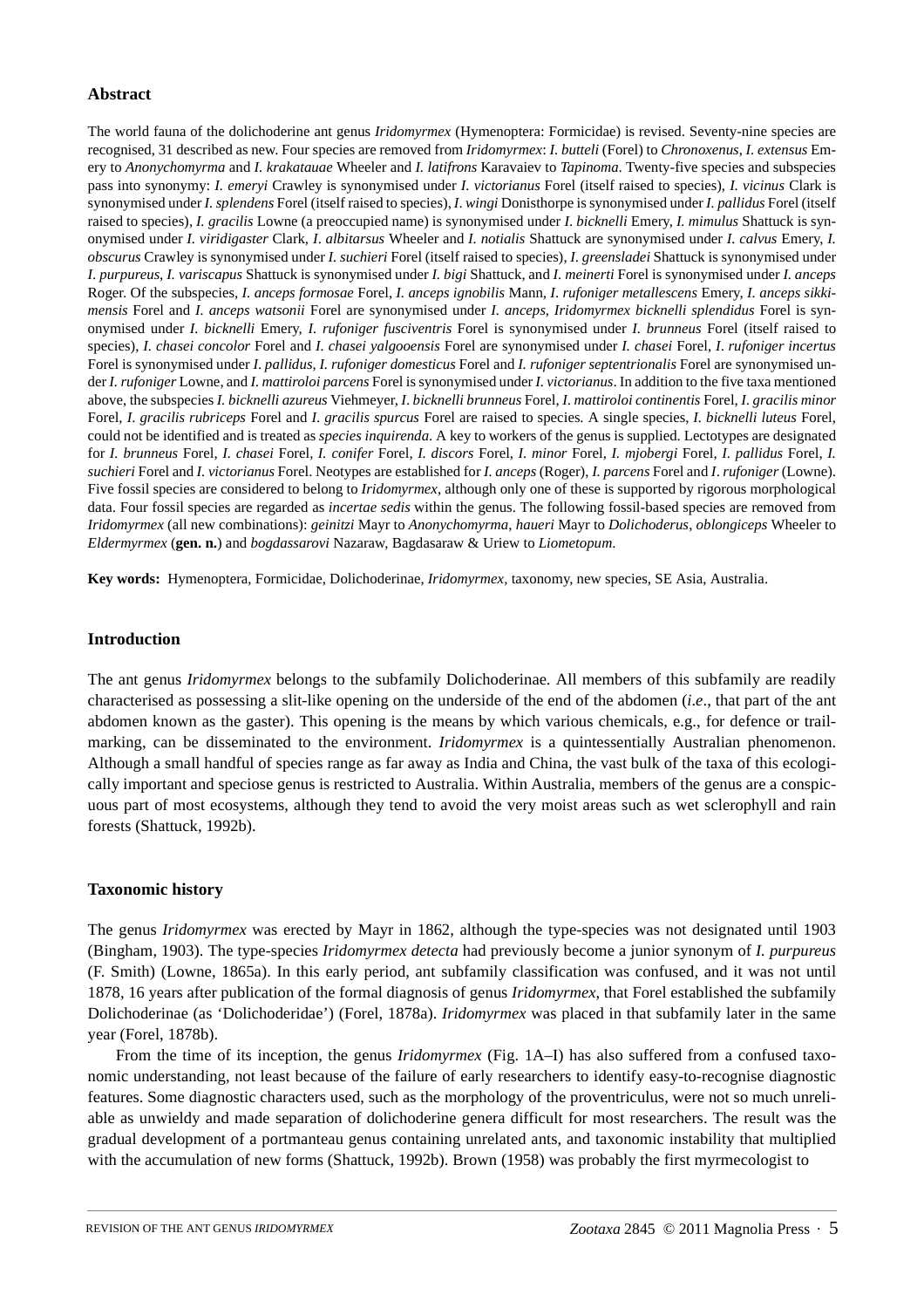## Abstract

The world fauna of the dolichoderine ant genus *Iridomyrmex* (Hymenoptera: Formicidae) is revised. Seventy-nine species are recognised, 31 described as new. Four species are removed from *Iridomyrmex*: *I. butteli* (Forel) to *Chronoxenus*, *I. extensus* Emery to *Anonychomyrma* and *I. krakatauae* Wheeler and *I. latifrons* Karavaiev to *Tapinoma*. Twenty-five species and subspecies pass into synonymy: *I. emeryi* Crawley is synonymised under *I. victorianus* Forel (itself raised to species), *I. vicinus* Clark is synonymised under *I. splendens* Forel (itself raised to species), *I. wingi* Donisthorpe is synonymised under *I. pallidus* Forel (itself raised to species), *I. gracilis* Lowne (a preoccupied name) is synonymised under *I. bicknelli* Emery, *I. mimulus* Shattuck is synonymised under *I. viridigaster* Clark, *I. albitarsus* Wheeler and *I. notialis* Shattuck are synonymised under *I. calvus* Emery, *I. obscurus* Crawley is synonymised under *I. suchieri* Forel (itself raised to species), *I. greensladei* Shattuck is synonymised under *I. purpureus*, *I. variscapus* Shattuck is synonymised under *I. bigi* Shattuck, and *I. meinerti* Forel is synonymised under *I. anceps* Roger. Of the subspecies, *I. anceps formosae* Forel, *I. anceps ignobilis* Mann, *I. rufoniger metallescens* Emery, *I. anceps sikkimensis* Forel and *I. anceps watsonii* Forel are synonymised under *I. anceps*, *Iridomyrmex bicknelli splendidus* Forel is synonymised under *I. bicknelli* Emery, *I. rufoniger fusciventris* Forel is synonymised under *I. brunneus* Forel (itself raised to species), *I. chasei concolor* Forel and *I. chasei yalgooensis* Forel are synonymised under *I. chasei* Forel, *I. rufoniger incertus* Forel is synonymised under *I. pallidus*, *I. rufoniger domesticus* Forel and *I. rufoniger septentrionalis* Forel are synonymised under *I. rufoniger* Lowne, and *I. mattiroloi parcens* Forel is synonymised under *I. victorianus*. In addition to the five taxa mentioned above, the subspecies *I. bicknelli azureus* Viehmeyer, *I. bicknelli brunneus* Forel, *I. mattiroloi continentis* Forel, *I. gracilis minor* Forel, *I. gracilis rubriceps* Forel and *I. gracilis spurcus* Forel are raised to species. A single species, *I. bicknelli luteus* Forel, could not be identified and is treated as *species inquirenda*. A key to workers of the genus is supplied. Lectotypes are designated for *I. brunneus* Forel, *I. chasei* Forel, *I. conifer* Forel, *I. discors* Forel, *I. minor* Forel, *I. mjobergi* Forel, *I. pallidus* Forel, *I. suchieri* Forel and *I. victorianus* Forel. Neotypes are established for *I. anceps* (Roger), *I. parcens* Forel and *I. rufoniger* (Lowne). Five fossil species are considered to belong to *Iridomyrmex*, although only one of these is supported by rigorous morphological data. Four fossil species are regarded as *incertae sedis* within the genus. The following fossil-based species are removed from *Iridomyrmex* (all new combinations): *geinitzi* Mayr to *Anonychomyrma*, *haueri* Mayr to *Dolichoderus*, *oblongiceps* Wheeler to *Eldermyrmex* (**gen. n.**) and *bogdassarovi* Nazaraw, Bagdasaraw & Uriew to *Liometopum*.

**Key words:** Hymenoptera, Formicidae, Dolichoderinae, *Iridomyrmex*, taxonomy, new species, SE Asia, Australia.

## Introduction

The ant genus *Iridomyrmex* belongs to the subfamily Dolichoderinae. All members of this subfamily are readily characterised as possessing a slit-like opening on the underside of the end of the abdomen (*i.e*., that part of the ant abdomen known as the gaster). This opening is the means by which various chemicals, e.g., for defence or trail-marking, can be disseminated to the environment. *Iridomyrmex* is a quintessentially Australian phenomenon. Although a small handful of species range as far away as India and China, the vast bulk of the taxa of this ecologically important and speciose genus is restricted to Australia. Within Australia, members of the genus are a conspicuous part of most ecosystems, although they tend to avoid the very moist areas such as wet sclerophyll and rain forests (Shattuck, 1992b).

## Taxonomic history

The genus *Iridomyrmex* was erected by Mayr in 1862, although the type-species was not designated until 1903 (Bingham, 1903). The type-species *Iridomyrmex detecta* had previously become a junior synonym of *I. purpureus* (F. Smith) (Lowne, 1865a). In this early period, ant subfamily classification was confused, and it was not until 1878, 16 years after publication of the formal diagnosis of genus *Iridomyrmex*, that Forel established the subfamily Dolichoderinae (as 'Dolichoderidae') (Forel, 1878a). *Iridomyrmex* was placed in that subfamily later in the same year (Forel, 1878b).

From the time of its inception, the genus *Iridomyrmex* (Fig. 1A–I) has also suffered from a confused taxonomic understanding, not least because of the failure of early researchers to identify easy-to-recognise diagnostic features. Some diagnostic characters used, such as the morphology of the proventriculus, were not so much unreliable as unwieldy and made separation of dolichoderine genera difficult for most researchers. The result was the gradual development of a portmanteau genus containing unrelated ants, and taxonomic instability that multiplied with the accumulation of new forms (Shattuck, 1992b). Brown (1958) was probably the first myrmecologist to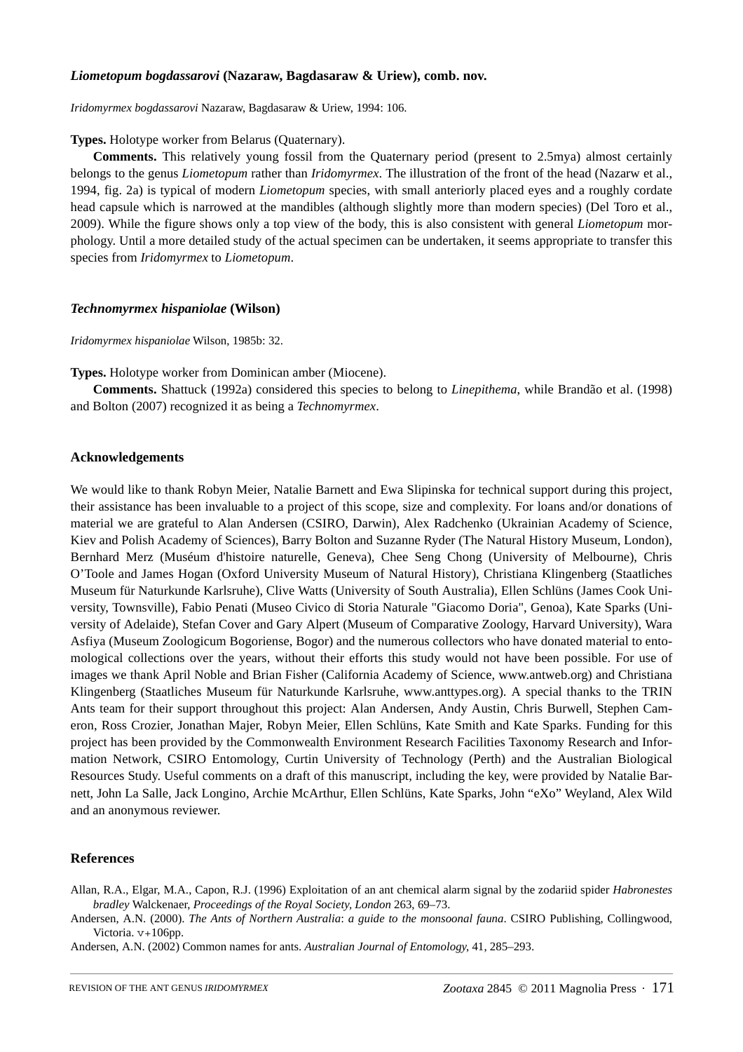### *Liometopum bogdassarovi* (Nazaraw, Bagdasaraw & Uriew), comb. nov.

*Iridomyrmex bogdassarovi* Nazaraw, Bagdasaraw & Uriew, 1994: 106.

**Types.** Holotype worker from Belarus (Quaternary).

**Comments.** This relatively young fossil from the Quaternary period (present to 2.5mya) almost certainly belongs to the genus *Liometopum* rather than *Iridomyrmex*. The illustration of the front of the head (Nazarw et al., 1994, fig. 2a) is typical of modern *Liometopum* species, with small anteriorly placed eyes and a roughly cordate head capsule which is narrowed at the mandibles (although slightly more than modern species) (Del Toro et al., 2009). While the figure shows only a top view of the body, this is also consistent with general *Liometopum* morphology. Until a more detailed study of the actual specimen can be undertaken, it seems appropriate to transfer this species from *Iridomyrmex* to *Liometopum*.

### *Technomyrmex hispaniolae* (Wilson)

*Iridomyrmex hispaniolae* Wilson, 1985b: 32.

**Types.** Holotype worker from Dominican amber (Miocene).

**Comments.** Shattuck (1992a) considered this species to belong to *Linepithema*, while Brandão et al. (1998) and Bolton (2007) recognized it as being a *Technomyrmex*.

## Acknowledgements

We would like to thank Robyn Meier, Natalie Barnett and Ewa Slipinska for technical support during this project, their assistance has been invaluable to a project of this scope, size and complexity. For loans and/or donations of material we are grateful to Alan Andersen (CSIRO, Darwin), Alex Radchenko (Ukrainian Academy of Science, Kiev and Polish Academy of Sciences), Barry Bolton and Suzanne Ryder (The Natural History Museum, London), Bernhard Merz (Muséum d'histoire naturelle, Geneva), Chee Seng Chong (University of Melbourne), Chris O'Toole and James Hogan (Oxford University Museum of Natural History), Christiana Klingenberg (Staatliches Museum für Naturkunde Karlsruhe), Clive Watts (University of South Australia), Ellen Schlüns (James Cook University, Townsville), Fabio Penati (Museo Civico di Storia Naturale "Giacomo Doria", Genoa), Kate Sparks (University of Adelaide), Stefan Cover and Gary Alpert (Museum of Comparative Zoology, Harvard University), Wara Asfiya (Museum Zoologicum Bogoriense, Bogor) and the numerous collectors who have donated material to entomological collections over the years, without their efforts this study would not have been possible. For use of images we thank April Noble and Brian Fisher (California Academy of Science, www.antweb.org) and Christiana Klingenberg (Staatliches Museum für Naturkunde Karlsruhe, www.anttypes.org). A special thanks to the TRIN Ants team for their support throughout this project: Alan Andersen, Andy Austin, Chris Burwell, Stephen Cameron, Ross Crozier, Jonathan Majer, Robyn Meier, Ellen Schlüns, Kate Smith and Kate Sparks. Funding for this project has been provided by the Commonwealth Environment Research Facilities Taxonomy Research and Information Network, CSIRO Entomology, Curtin University of Technology (Perth) and the Australian Biological Resources Study. Useful comments on a draft of this manuscript, including the key, were provided by Natalie Barnett, John La Salle, Jack Longino, Archie McArthur, Ellen Schlüns, Kate Sparks, John "eXo" Weyland, Alex Wild and an anonymous reviewer.

## References

Allan, R.A., Elgar, M.A., Capon, R.J. (1996) Exploitation of an ant chemical alarm signal by the zodariid spider *Habronestes bradley* Walckenaer, *Proceedings of the Royal Society, London* 263, 69–73.

Andersen, A.N. (2000). *The Ants of Northern Australia*: *a guide to the monsoonal fauna*. CSIRO Publishing, Collingwood, Victoria. v+106pp.

Andersen, A.N. (2002) Common names for ants. *Australian Journal of Entomology*, 41, 285–293.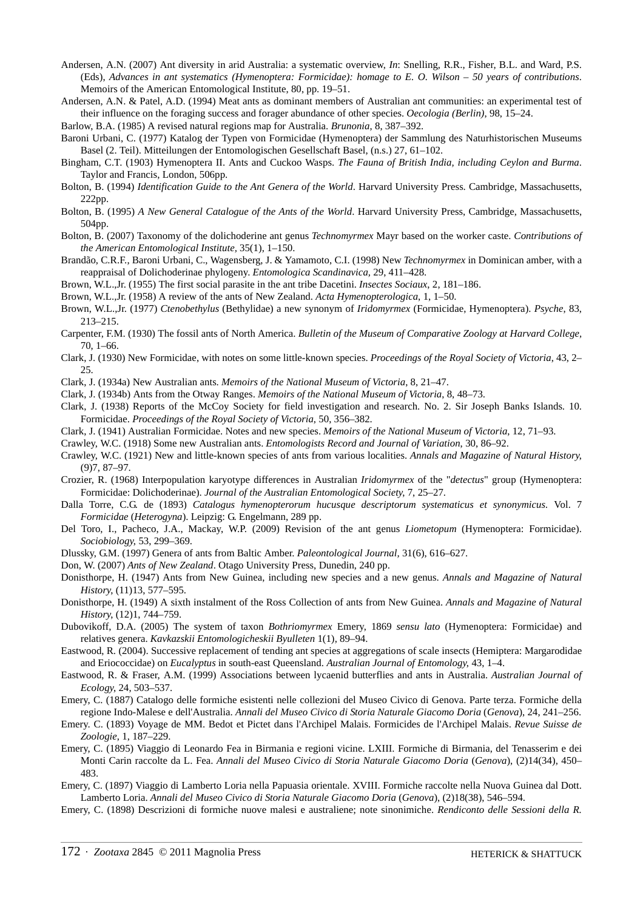Andersen, A.N. (2007) Ant diversity in arid Australia: a systematic overview, *In*: Snelling, R.R., Fisher, B.L. and Ward, P.S. (Eds), *Advances in ant systematics (Hymenoptera: Formicidae): homage to E. O. Wilson – 50 years of contributions*. Memoirs of the American Entomological Institute, 80, pp. 19–51.

Andersen, A.N. & Patel, A.D. (1994) Meat ants as dominant members of Australian ant communities: an experimental test of their influence on the foraging success and forager abundance of other species. *Oecologia (Berlin)*, 98, 15–24.

Barlow, B.A. (1985) A revised natural regions map for Australia. *Brunonia*, 8, 387–392.

Baroni Urbani, C. (1977) Katalog der Typen von Formicidae (Hymenoptera) der Sammlung des Naturhistorischen Museums Basel (2. Teil). Mitteilungen der Entomologischen Gesellschaft Basel, (n.s.) 27, 61–102.

Bingham, C.T. (1903) Hymenoptera II. Ants and Cuckoo Wasps. *The Fauna of British India, including Ceylon and Burma*. Taylor and Francis, London, 506pp.

Bolton, B. (1994) *Identification Guide to the Ant Genera of the World*. Harvard University Press. Cambridge, Massachusetts, 222pp.

Bolton, B. (1995) *A New General Catalogue of the Ants of the World*. Harvard University Press, Cambridge, Massachusetts, 504pp.

Bolton, B. (2007) Taxonomy of the dolichoderine ant genus *Technomyrmex* Mayr based on the worker caste. *Contributions of the American Entomological Institute*, 35(1), 1–150.

Brandão, C.R.F., Baroni Urbani, C., Wagensberg, J. & Yamamoto, C.I. (1998) New *Technomyrmex* in Dominican amber, with a reappraisal of Dolichoderinae phylogeny. *Entomologica Scandinavica*, 29, 411–428.

Brown, W.L.,Jr. (1955) The first social parasite in the ant tribe Dacetini. *Insectes Sociaux*, 2, 181–186.

Brown, W.L.,Jr. (1958) A review of the ants of New Zealand. *Acta Hymenopterologica*, 1, 1–50.

Brown, W.L.,Jr. (1977) *Ctenobethylus* (Bethylidae) a new synonym of *Iridomyrmex* (Formicidae, Hymenoptera). *Psyche*, 83, 213–215.

Carpenter, F.M. (1930) The fossil ants of North America. *Bulletin of the Museum of Comparative Zoology at Harvard College*, 70, 1–66.

Clark, J. (1930) New Formicidae, with notes on some little-known species. *Proceedings of the Royal Society of Victoria*, 43, 2–25.

Clark, J. (1934a) New Australian ants. *Memoirs of the National Museum of Victoria*, 8, 21–47.

Clark, J. (1934b) Ants from the Otway Ranges. *Memoirs of the National Museum of Victoria*, 8, 48–73.

Clark, J. (1938) Reports of the McCoy Society for field investigation and research. No. 2. Sir Joseph Banks Islands. 10. Formicidae. *Proceedings of the Royal Society of Victoria*, 50, 356–382.

Clark, J. (1941) Australian Formicidae. Notes and new species. *Memoirs of the National Museum of Victoria*, 12, 71–93.

Crawley, W.C. (1918) Some new Australian ants. *Entomologists Record and Journal of Variation*, 30, 86–92.

Crawley, W.C. (1921) New and little-known species of ants from various localities. *Annals and Magazine of Natural History*, (9)7, 87–97.

Crozier, R. (1968) Interpopulation karyotype differences in Australian *Iridomyrmex* of the "*detectus*" group (Hymenoptera: Formicidae: Dolichoderinae). *Journal of the Australian Entomological Society*, 7, 25–27.

Dalla Torre, C.G. de (1893) *Catalogus hymenopterorum hucusque descriptorum systematicus et synonymicus*. Vol. 7 *Formicidae* (*Heterogyna*). Leipzig: G. Engelmann, 289 pp.

Del Toro, I., Pacheco, J.A., Mackay, W.P. (2009) Revision of the ant genus *Liometopum* (Hymenoptera: Formicidae). *Sociobiology*, 53, 299–369.

Dlussky, G.M. (1997) Genera of ants from Baltic Amber. *Paleontological Journal*, 31(6), 616–627.

Don, W. (2007) *Ants of New Zealand*. Otago University Press, Dunedin, 240 pp.

Donisthorpe, H. (1947) Ants from New Guinea, including new species and a new genus. *Annals and Magazine of Natural History*, (11)13, 577–595.

Donisthorpe, H. (1949) A sixth instalment of the Ross Collection of ants from New Guinea. *Annals and Magazine of Natural History*, (12)1, 744–759.

Dubovikoff, D.A. (2005) The system of taxon *Bothriomyrmex* Emery, 1869 *sensu lato* (Hymenoptera: Formicidae) and relatives genera. *Kavkazskii Entomologicheskii Byulleten* 1(1), 89–94.

Eastwood, R. (2004). Successive replacement of tending ant species at aggregations of scale insects (Hemiptera: Margarodidae and Eriococcidae) on *Eucalyptus* in south-east Queensland. *Australian Journal of Entomology*, 43, 1–4.

Eastwood, R. & Fraser, A.M. (1999) Associations between lycaenid butterflies and ants in Australia. *Australian Journal of Ecology*, 24, 503–537.

Emery, C. (1887) Catalogo delle formiche esistenti nelle collezioni del Museo Civico di Genova. Parte terza. Formiche della regione Indo-Malese e dell'Australia. *Annali del Museo Civico di Storia Naturale Giacomo Doria* (*Genova*), 24, 241–256.

Emery. C. (1893) Voyage de MM. Bedot et Pictet dans l'Archipel Malais. Formicides de l'Archipel Malais. *Revue Suisse de Zoologie*, 1, 187–229.

Emery, C. (1895) Viaggio di Leonardo Fea in Birmania e regioni vicine. LXIII. Formiche di Birmania, del Tenasserim e dei Monti Carin raccolte da L. Fea. *Annali del Museo Civico di Storia Naturale Giacomo Doria* (*Genova*), (2)14(34), 450–483.

Emery, C. (1897) Viaggio di Lamberto Loria nella Papuasia orientale. XVIII. Formiche raccolte nella Nuova Guinea dal Dott. Lamberto Loria. *Annali del Museo Civico di Storia Naturale Giacomo Doria* (*Genova*), (2)18(38), 546–594.

Emery, C. (1898) Descrizioni di formiche nuove malesi e australiene; note sinonimiche. *Rendiconto delle Sessioni della R.*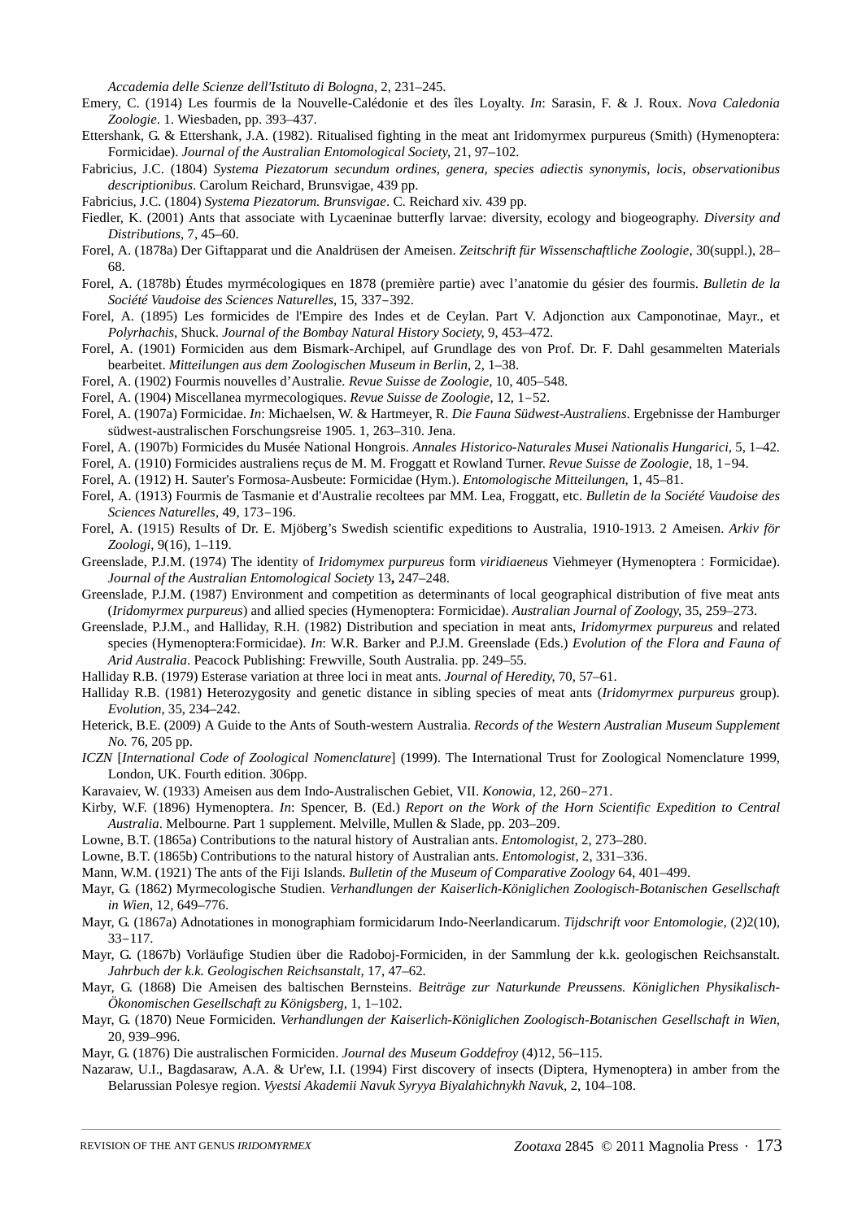*Accademia delle Scienze dell'Istituto di Bologna*, 2, 231–245.

Emery, C. (1914) Les fourmis de la Nouvelle-Calédonie et des îles Loyalty. *In*: Sarasin, F. & J. Roux. *Nova Caledonia Zoologie*. 1. Wiesbaden, pp. 393–437.

Ettershank, G. & Ettershank, J.A. (1982). Ritualised fighting in the meat ant Iridomyrmex purpureus (Smith) (Hymenoptera: Formicidae). *Journal of the Australian Entomological Society*, 21, 97–102.

Fabricius, J.C. (1804) *Systema Piezatorum secundum ordines, genera, species adiectis synonymis, locis, observationibus descriptionibus*. Carolum Reichard, Brunsvigae, 439 pp.

Fabricius, J.C. (1804) *Systema Piezatorum. Brunsvigae*. C. Reichard xiv. 439 pp.

Fiedler, K. (2001) Ants that associate with Lycaeninae butterfly larvae: diversity, ecology and biogeography. *Diversity and Distributions*, 7, 45–60.

Forel, A. (1878a) Der Giftapparat und die Analdrüsen der Ameisen. *Zeitschrift für Wissenschaftliche Zoologie*, 30(suppl.), 28–68.

Forel, A. (1878b) Études myrmécologiques en 1878 (première partie) avec l'anatomie du gésier des fourmis. *Bulletin de la Société Vaudoise des Sciences Naturelles*, 15, 337–392.

Forel, A. (1895) Les formicides de l'Empire des Indes et de Ceylan. Part V. Adjonction aux Camponotinae, Mayr., et *Polyrhachis*, Shuck. *Journal of the Bombay Natural History Society*, 9, 453–472.

Forel, A. (1901) Formiciden aus dem Bismark-Archipel, auf Grundlage des von Prof. Dr. F. Dahl gesammelten Materials bearbeitet. *Mitteilungen aus dem Zoologischen Museum in Berlin*, 2, 1–38.

Forel, A. (1902) Fourmis nouvelles d'Australie. *Revue Suisse de Zoologie*, 10, 405–548.

Forel, A. (1904) Miscellanea myrmecologiques. *Revue Suisse de Zoologie*, 12, 1–52.

Forel, A. (1907a) Formicidae. *In*: Michaelsen, W. & Hartmeyer, R. *Die Fauna Südwest-Australiens*. Ergebnisse der Hamburger südwest-australischen Forschungsreise 1905. 1, 263–310. Jena.

Forel, A. (1907b) Formicides du Musée National Hongrois. *Annales Historico-Naturales Musei Nationalis Hungarici*, 5, 1–42.

Forel, A. (1910) Formicides australiens reçus de M. M. Froggatt et Rowland Turner. *Revue Suisse de Zoologie*, 18, 1–94.

Forel, A. (1912) H. Sauter's Formosa-Ausbeute: Formicidae (Hym.). *Entomologische Mitteilungen*, 1, 45–81.

Forel, A. (1913) Fourmis de Tasmanie et d'Australie recoltees par MM. Lea, Froggatt, etc. *Bulletin de la Société Vaudoise des Sciences Naturelles*, 49, 173–196.

Forel, A. (1915) Results of Dr. E. Mjöberg's Swedish scientific expeditions to Australia, 1910-1913. 2 Ameisen. *Arkiv för Zoologi*, 9(16), 1–119.

Greenslade, P.J.M. (1974) The identity of *Iridomymex purpureus* form *viridiaeneus* Viehmeyer (Hymenoptera : Formicidae). *Journal of the Australian Entomological Society* 13**,** 247–248.

Greenslade, P.J.M. (1987) Environment and competition as determinants of local geographical distribution of five meat ants (*Iridomyrmex purpureus*) and allied species (Hymenoptera: Formicidae). *Australian Journal of Zoology*, 35, 259–273.

Greenslade, P.J.M., and Halliday, R.H. (1982) Distribution and speciation in meat ants, *Iridomyrmex purpureus* and related species (Hymenoptera:Formicidae). *In*: W.R. Barker and P.J.M. Greenslade (Eds.) *Evolution of the Flora and Fauna of Arid Australia*. Peacock Publishing: Frewville, South Australia. pp. 249–55.

Halliday R.B. (1979) Esterase variation at three loci in meat ants. *Journal of Heredity*, 70, 57–61.

Halliday R.B. (1981) Heterozygosity and genetic distance in sibling species of meat ants (*Iridomyrmex purpureus* group). *Evolution*, 35, 234–242.

Heterick, B.E. (2009) A Guide to the Ants of South-western Australia. *Records of the Western Australian Museum Supplement No.* 76, 205 pp.

*ICZN* [*International Code of Zoological Nomenclature*] (1999). The International Trust for Zoological Nomenclature 1999, London, UK. Fourth edition. 306pp.

Karavaiev, W. (1933) Ameisen aus dem Indo-Australischen Gebiet, VII. *Konowia*, 12, 260–271.

Kirby, W.F. (1896) Hymenoptera. *In*: Spencer, B. (Ed.) *Report on the Work of the Horn Scientific Expedition to Central Australia*. Melbourne. Part 1 supplement. Melville, Mullen & Slade, pp. 203–209.

Lowne, B.T. (1865a) Contributions to the natural history of Australian ants. *Entomologist*, 2, 273–280.

Lowne, B.T. (1865b) Contributions to the natural history of Australian ants. *Entomologist*, 2, 331–336.

Mann, W.M. (1921) The ants of the Fiji Islands. *Bulletin of the Museum of Comparative Zoology* 64, 401–499.

Mayr, G. (1862) Myrmecologische Studien. *Verhandlungen der Kaiserlich-Königlichen Zoologisch-Botanischen Gesellschaft in Wien*, 12, 649–776.

Mayr, G. (1867a) Adnotationes in monographiam formicidarum Indo-Neerlandicarum. *Tijdschrift voor Entomologie*, (2)2(10), 33–117.

Mayr, G. (1867b) Vorläufige Studien über die Radoboj-Formiciden, in der Sammlung der k.k. geologischen Reichsanstalt. *Jahrbuch der k.k. Geologischen Reichsanstalt*, 17, 47–62.

Mayr, G. (1868) Die Ameisen des baltischen Bernsteins. *Beiträge zur Naturkunde Preussens. Königlichen Physikalisch-Ökonomischen Gesellschaft zu Königsberg*, 1, 1–102.

Mayr, G. (1870) Neue Formiciden. *Verhandlungen der Kaiserlich-Königlichen Zoologisch-Botanischen Gesellschaft in Wien*, 20, 939–996.

Mayr, G. (1876) Die australischen Formiciden. *Journal des Museum Goddefroy* (4)12, 56–115.

Nazaraw, U.I., Bagdasaraw, A.A. & Ur'ew, I.I. (1994) First discovery of insects (Diptera, Hymenoptera) in amber from the Belarussian Polesye region. *Vyestsi Akademii Navuk Syryya Biyalahichnykh Navuk*, 2, 104–108.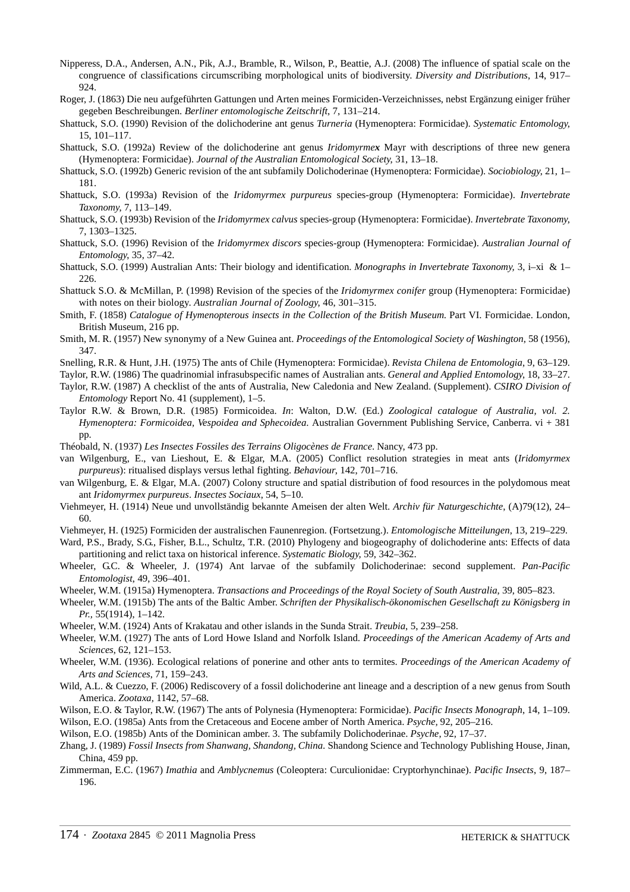Nipperess, D.A., Andersen, A.N., Pik, A.J., Bramble, R., Wilson, P., Beattie, A.J. (2008) The influence of spatial scale on the congruence of classifications circumscribing morphological units of biodiversity. *Diversity and Distributions*, 14, 917–924.

Roger, J. (1863) Die neu aufgeführten Gattungen und Arten meines Formiciden-Verzeichnisses, nebst Ergänzung einiger früher gegeben Beschreibungen. *Berliner entomologische Zeitschrift*, 7, 131–214.

Shattuck, S.O. (1990) Revision of the dolichoderine ant genus *Turneria* (Hymenoptera: Formicidae). *Systematic Entomology*, 15, 101–117.

Shattuck, S.O. (1992a) Review of the dolichoderine ant genus *Iridomyrmex* Mayr with descriptions of three new genera (Hymenoptera: Formicidae). *Journal of the Australian Entomological Society*, 31, 13–18.

Shattuck, S.O. (1992b) Generic revision of the ant subfamily Dolichoderinae (Hymenoptera: Formicidae). *Sociobiology*, 21, 1–181.

Shattuck, S.O. (1993a) Revision of the *Iridomyrmex purpureus* species-group (Hymenoptera: Formicidae). *Invertebrate Taxonomy*, 7, 113–149.

Shattuck, S.O. (1993b) Revision of the *Iridomyrmex calvus* species-group (Hymenoptera: Formicidae). *Invertebrate Taxonomy*, 7, 1303–1325.

Shattuck, S.O. (1996) Revision of the *Iridomyrmex discors* species-group (Hymenoptera: Formicidae). *Australian Journal of Entomology*, 35, 37–42.

Shattuck, S.O. (1999) Australian Ants: Their biology and identification. *Monographs in Invertebrate Taxonomy*, 3, i–xi & 1–226.

Shattuck S.O. & McMillan, P. (1998) Revision of the species of the *Iridomyrmex conifer* group (Hymenoptera: Formicidae) with notes on their biology. *Australian Journal of Zoology*, 46, 301–315.

Smith, F. (1858) *Catalogue of Hymenopterous insects in the Collection of the British Museum.* Part VI. Formicidae. London, British Museum, 216 pp.

Smith, M. R. (1957) New synonymy of a New Guinea ant. *Proceedings of the Entomological Society of Washington*, 58 (1956), 347.

Snelling, R.R. & Hunt, J.H. (1975) The ants of Chile (Hymenoptera: Formicidae). *Revista Chilena de Entomologia*, 9, 63–129.

Taylor, R.W. (1986) The quadrinomial infrasubspecific names of Australian ants. *General and Applied Entomology*, 18, 33–27.

Taylor, R.W. (1987) A checklist of the ants of Australia, New Caledonia and New Zealand. (Supplement). *CSIRO Division of Entomology* Report No. 41 (supplement), 1–5.

Taylor R.W. & Brown, D.R. (1985) Formicoidea. *In*: Walton, D.W. (Ed.) *Zoological catalogue of Australia, vol. 2. Hymenoptera: Formicoidea, Vespoidea and Sphecoidea*. Australian Government Publishing Service, Canberra. vi + 381 pp.

Théobald, N. (1937) *Les Insectes Fossiles des Terrains Oligocènes de France*. Nancy, 473 pp.

van Wilgenburg, E., van Lieshout, E. & Elgar, M.A. (2005) Conflict resolution strategies in meat ants (*Iridomyrmex purpureus*): ritualised displays versus lethal fighting. *Behaviour*, 142, 701–716.

van Wilgenburg, E. & Elgar, M.A. (2007) Colony structure and spatial distribution of food resources in the polydomous meat ant *Iridomyrmex purpureus*. *Insectes Sociaux*, 54, 5–10.

Viehmeyer, H. (1914) Neue und unvollständig bekannte Ameisen der alten Welt. *Archiv für Naturgeschichte*, (A)79(12), 24–60.

Viehmeyer, H. (1925) Formiciden der australischen Faunenregion. (Fortsetzung.). *Entomologische Mitteilungen*, 13, 219–229.

Ward, P.S., Brady, S.G., Fisher, B.L., Schultz, T.R. (2010) Phylogeny and biogeography of dolichoderine ants: Effects of data partitioning and relict taxa on historical inference. *Systematic Biology*, 59, 342–362.

Wheeler, G.C. & Wheeler, J. (1974) Ant larvae of the subfamily Dolichoderinae: second supplement. *Pan-Pacific Entomologist*, 49, 396–401.

Wheeler, W.M. (1915a) Hymenoptera. *Transactions and Proceedings of the Royal Society of South Australia*, 39, 805–823.

Wheeler, W.M. (1915b) The ants of the Baltic Amber. *Schriften der Physikalisch-ökonomischen Gesellschaft zu Königsberg in Pr.*, 55(1914), 1–142.

Wheeler, W.M. (1924) Ants of Krakatau and other islands in the Sunda Strait. *Treubia*, 5, 239–258.

Wheeler, W.M. (1927) The ants of Lord Howe Island and Norfolk Island. *Proceedings of the American Academy of Arts and Sciences*, 62, 121–153.

Wheeler, W.M. (1936). Ecological relations of ponerine and other ants to termites. *Proceedings of the American Academy of Arts and Sciences*, 71, 159–243.

Wild, A.L. & Cuezzo, F. (2006) Rediscovery of a fossil dolichoderine ant lineage and a description of a new genus from South America. *Zootaxa*, 1142, 57–68.

Wilson, E.O. & Taylor, R.W. (1967) The ants of Polynesia (Hymenoptera: Formicidae). *Pacific Insects Monograph*, 14, 1–109.

Wilson, E.O. (1985a) Ants from the Cretaceous and Eocene amber of North America. *Psyche*, 92, 205–216.

Wilson, E.O. (1985b) Ants of the Dominican amber. 3. The subfamily Dolichoderinae. *Psyche*, 92, 17–37.

Zhang, J. (1989) *Fossil Insects from Shanwang, Shandong, China*. Shandong Science and Technology Publishing House, Jinan, China, 459 pp.

Zimmerman, E.C. (1967) *Imathia* and *Amblycnemus* (Coleoptera: Curculionidae: Cryptorhynchinae). *Pacific Insects*, 9, 187–196.